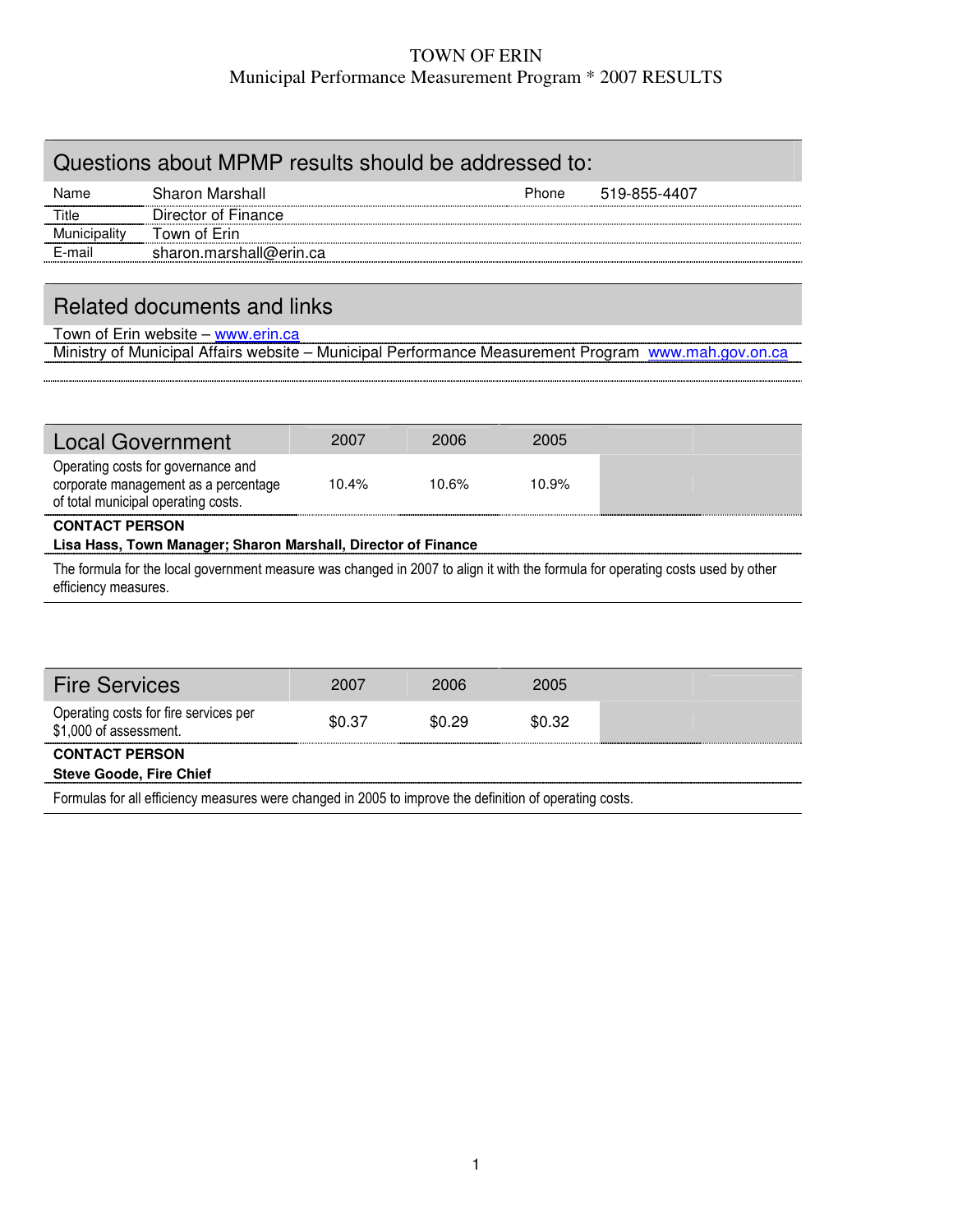# TOWN OF ERIN

Municipal Performance Measurement Program * 2007 RESULTS

## Questions about MPMP results should be addressed to:

| | | | |
|---|---|---|---|
| Name | Sharon Marshall | Phone | 519-855-4407 |
| Title | Director of Finance | | |
| Municipality | Town of Erin | | |
| E-mail | sharon.marshall@erin.ca | | |

## Related documents and links

Town of Erin website – www.erin.ca

Ministry of Municipal Affairs website – Municipal Performance Measurement Program www.mah.gov.on.ca

| Local Government | 2007 | 2006 | 2005 |
|---|---|---|---|
| Operating costs for governance and corporate management as a percentage of total municipal operating costs. | 10.4% | 10.6% | 10.9% |

**CONTACT PERSON**

**Lisa Hass, Town Manager; Sharon Marshall, Director of Finance**

The formula for the local government measure was changed in 2007 to align it with the formula for operating costs used by other efficiency measures.

| Fire Services | 2007 | 2006 | 2005 |
|---|---|---|---|
| Operating costs for fire services per $1,000 of assessment. | $0.37 | $0.29 | $0.32 |

**CONTACT PERSON**

**Steve Goode, Fire Chief**

Formulas for all efficiency measures were changed in 2005 to improve the definition of operating costs.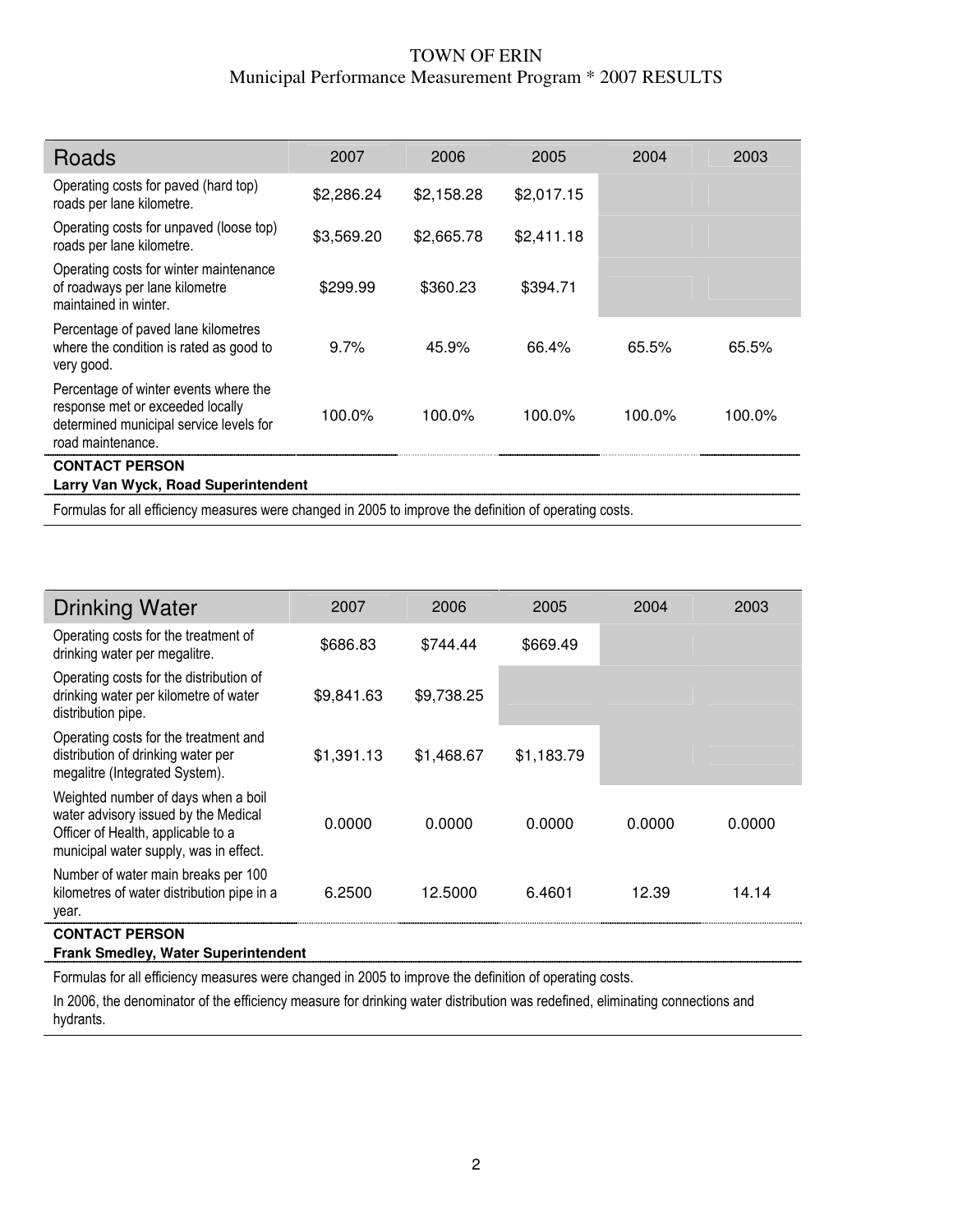# TOWN OF ERIN
Municipal Performance Measurement Program * 2007 RESULTS

| Roads | 2007 | 2006 | 2005 | 2004 | 2003 |
|---|---|---|---|---|---|
| Operating costs for paved (hard top) roads per lane kilometre. | $2,286.24 | $2,158.28 | $2,017.15 | | |
| Operating costs for unpaved (loose top) roads per lane kilometre. | $3,569.20 | $2,665.78 | $2,411.18 | | |
| Operating costs for winter maintenance of roadways per lane kilometre maintained in winter. | $299.99 | $360.23 | $394.71 | | |
| Percentage of paved lane kilometres where the condition is rated as good to very good. | 9.7% | 45.9% | 66.4% | 65.5% | 65.5% |
| Percentage of winter events where the response met or exceeded locally determined municipal service levels for road maintenance. | 100.0% | 100.0% | 100.0% | 100.0% | 100.0% |

**CONTACT PERSON**
**Larry Van Wyck, Road Superintendent**

Formulas for all efficiency measures were changed in 2005 to improve the definition of operating costs.

| Drinking Water | 2007 | 2006 | 2005 | 2004 | 2003 |
|---|---|---|---|---|---|
| Operating costs for the treatment of drinking water per megalitre. | $686.83 | $744.44 | $669.49 | | |
| Operating costs for the distribution of drinking water per kilometre of water distribution pipe. | $9,841.63 | $9,738.25 | | | |
| Operating costs for the treatment and distribution of drinking water per megalitre (Integrated System). | $1,391.13 | $1,468.67 | $1,183.79 | | |
| Weighted number of days when a boil water advisory issued by the Medical Officer of Health, applicable to a municipal water supply, was in effect. | 0.0000 | 0.0000 | 0.0000 | 0.0000 | 0.0000 |
| Number of water main breaks per 100 kilometres of water distribution pipe in a year. | 6.2500 | 12.5000 | 6.4601 | 12.39 | 14.14 |

**CONTACT PERSON**
**Frank Smedley, Water Superintendent**

Formulas for all efficiency measures were changed in 2005 to improve the definition of operating costs.

In 2006, the denominator of the efficiency measure for drinking water distribution was redefined, eliminating connections and hydrants.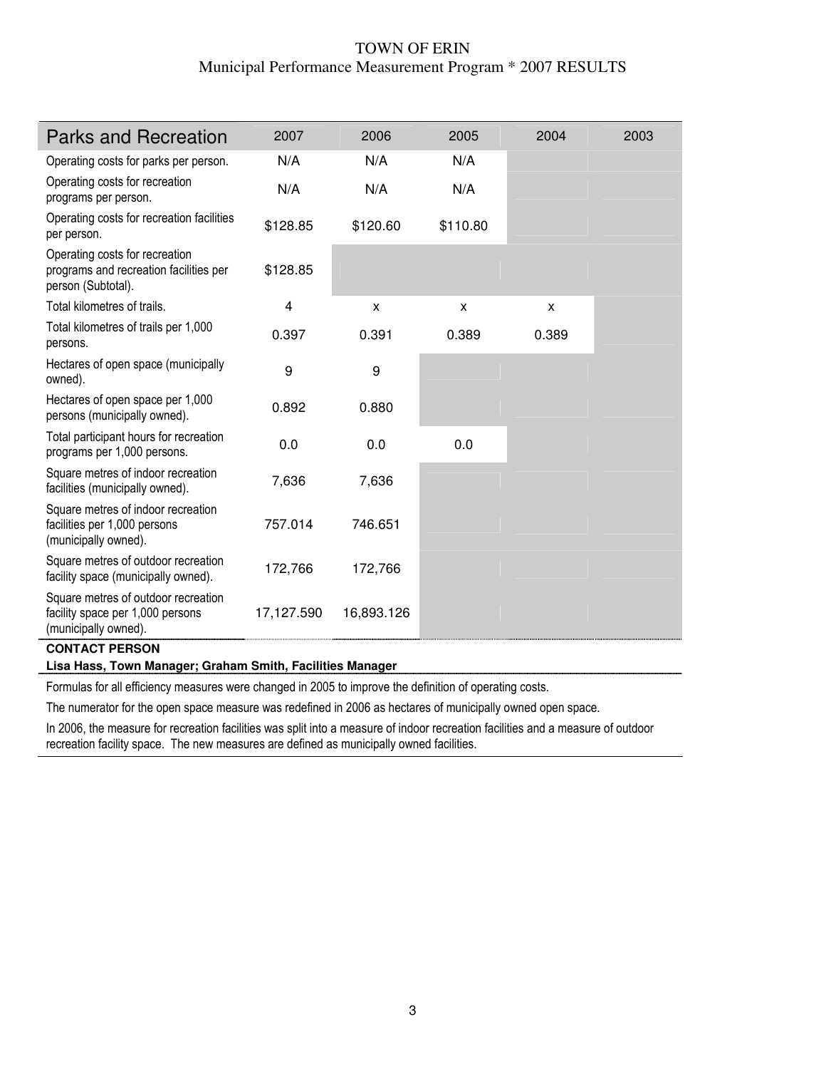# TOWN OF ERIN

Municipal Performance Measurement Program * 2007 RESULTS

| Parks and Recreation | 2007 | 2006 | 2005 | 2004 | 2003 |
|---|---|---|---|---|---|
| Operating costs for parks per person. | N/A | N/A | N/A | | |
| Operating costs for recreation programs per person. | N/A | N/A | N/A | | |
| Operating costs for recreation facilities per person. | $128.85 | $120.60 | $110.80 | | |
| Operating costs for recreation programs and recreation facilities per person (Subtotal). | $128.85 | | | | |
| Total kilometres of trails. | 4 | x | x | x | |
| Total kilometres of trails per 1,000 persons. | 0.397 | 0.391 | 0.389 | 0.389 | |
| Hectares of open space (municipally owned). | 9 | 9 | | | |
| Hectares of open space per 1,000 persons (municipally owned). | 0.892 | 0.880 | | | |
| Total participant hours for recreation programs per 1,000 persons. | 0.0 | 0.0 | 0.0 | | |
| Square metres of indoor recreation facilities (municipally owned). | 7,636 | 7,636 | | | |
| Square metres of indoor recreation facilities per 1,000 persons (municipally owned). | 757.014 | 746.651 | | | |
| Square metres of outdoor recreation facility space (municipally owned). | 172,766 | 172,766 | | | |
| Square metres of outdoor recreation facility space per 1,000 persons (municipally owned). | 17,127.590 | 16,893.126 | | | |

**CONTACT PERSON**

**Lisa Hass, Town Manager; Graham Smith, Facilities Manager**

Formulas for all efficiency measures were changed in 2005 to improve the definition of operating costs.

The numerator for the open space measure was redefined in 2006 as hectares of municipally owned open space.

In 2006, the measure for recreation facilities was split into a measure of indoor recreation facilities and a measure of outdoor recreation facility space. The new measures are defined as municipally owned facilities.